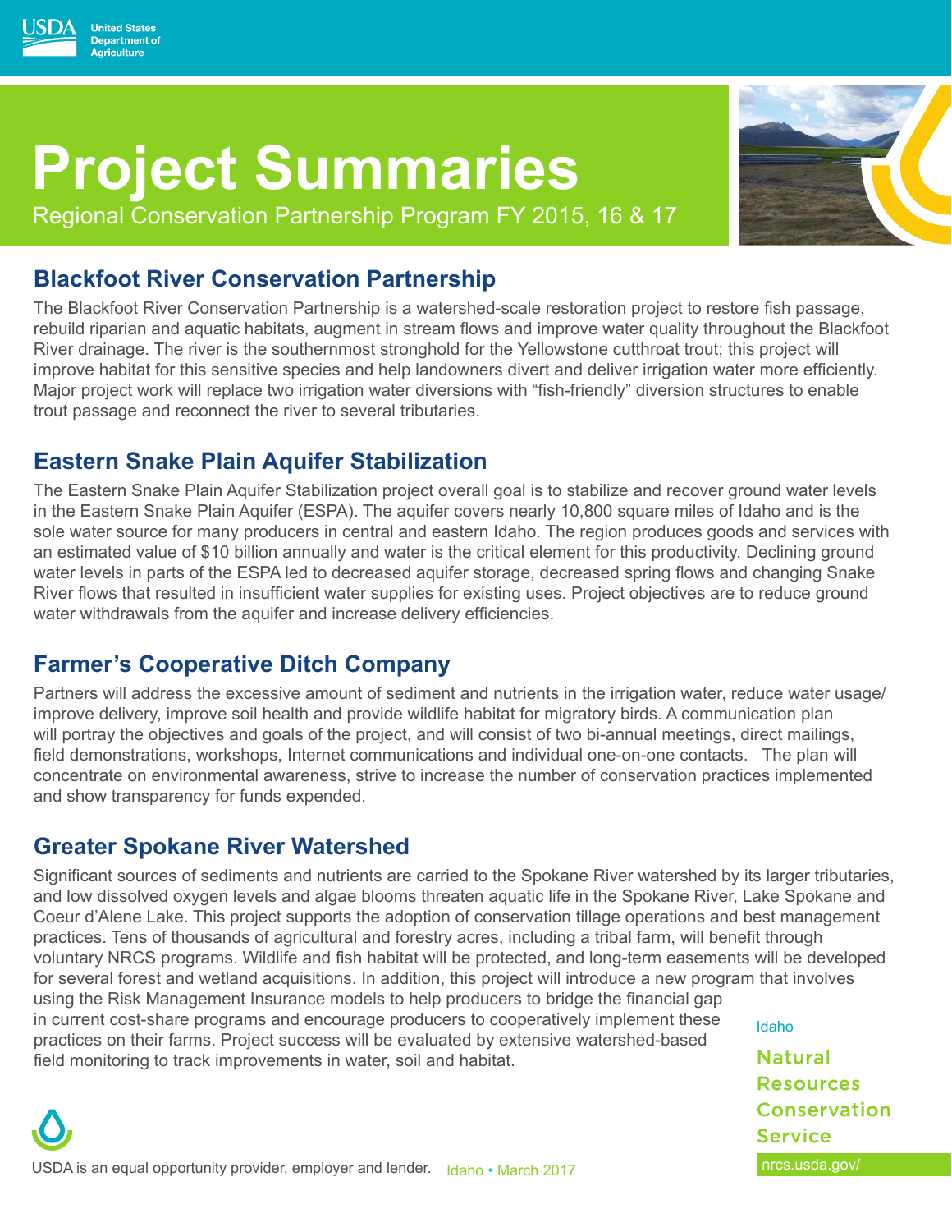United States Department of Agriculture

# Project Summaries

Regional Conservation Partnership Program FY 2015, 16 & 17

## Blackfoot River Conservation Partnership

The Blackfoot River Conservation Partnership is a watershed-scale restoration project to restore fish passage, rebuild riparian and aquatic habitats, augment in stream flows and improve water quality throughout the Blackfoot River drainage. The river is the southernmost stronghold for the Yellowstone cutthroat trout; this project will improve habitat for this sensitive species and help landowners divert and deliver irrigation water more efficiently. Major project work will replace two irrigation water diversions with "fish-friendly" diversion structures to enable trout passage and reconnect the river to several tributaries.

## Eastern Snake Plain Aquifer Stabilization

The Eastern Snake Plain Aquifer Stabilization project overall goal is to stabilize and recover ground water levels in the Eastern Snake Plain Aquifer (ESPA). The aquifer covers nearly 10,800 square miles of Idaho and is the sole water source for many producers in central and eastern Idaho. The region produces goods and services with an estimated value of $10 billion annually and water is the critical element for this productivity. Declining ground water levels in parts of the ESPA led to decreased aquifer storage, decreased spring flows and changing Snake River flows that resulted in insufficient water supplies for existing uses. Project objectives are to reduce ground water withdrawals from the aquifer and increase delivery efficiencies.

## Farmer's Cooperative Ditch Company

Partners will address the excessive amount of sediment and nutrients in the irrigation water, reduce water usage/improve delivery, improve soil health and provide wildlife habitat for migratory birds. A communication plan will portray the objectives and goals of the project, and will consist of two bi-annual meetings, direct mailings, field demonstrations, workshops, Internet communications and individual one-on-one contacts. The plan will concentrate on environmental awareness, strive to increase the number of conservation practices implemented and show transparency for funds expended.

## Greater Spokane River Watershed

Significant sources of sediments and nutrients are carried to the Spokane River watershed by its larger tributaries, and low dissolved oxygen levels and algae blooms threaten aquatic life in the Spokane River, Lake Spokane and Coeur d'Alene Lake. This project supports the adoption of conservation tillage operations and best management practices. Tens of thousands of agricultural and forestry acres, including a tribal farm, will benefit through voluntary NRCS programs. Wildlife and fish habitat will be protected, and long-term easements will be developed for several forest and wetland acquisitions. In addition, this project will introduce a new program that involves using the Risk Management Insurance models to help producers to bridge the financial gap in current cost-share programs and encourage producers to cooperatively implement these practices on their farms. Project success will be evaluated by extensive watershed-based field monitoring to track improvements in water, soil and habitat.

Idaho

Natural Resources Conservation Service

nrcs.usda.gov/

USDA is an equal opportunity provider, employer and lender. Idaho • March 2017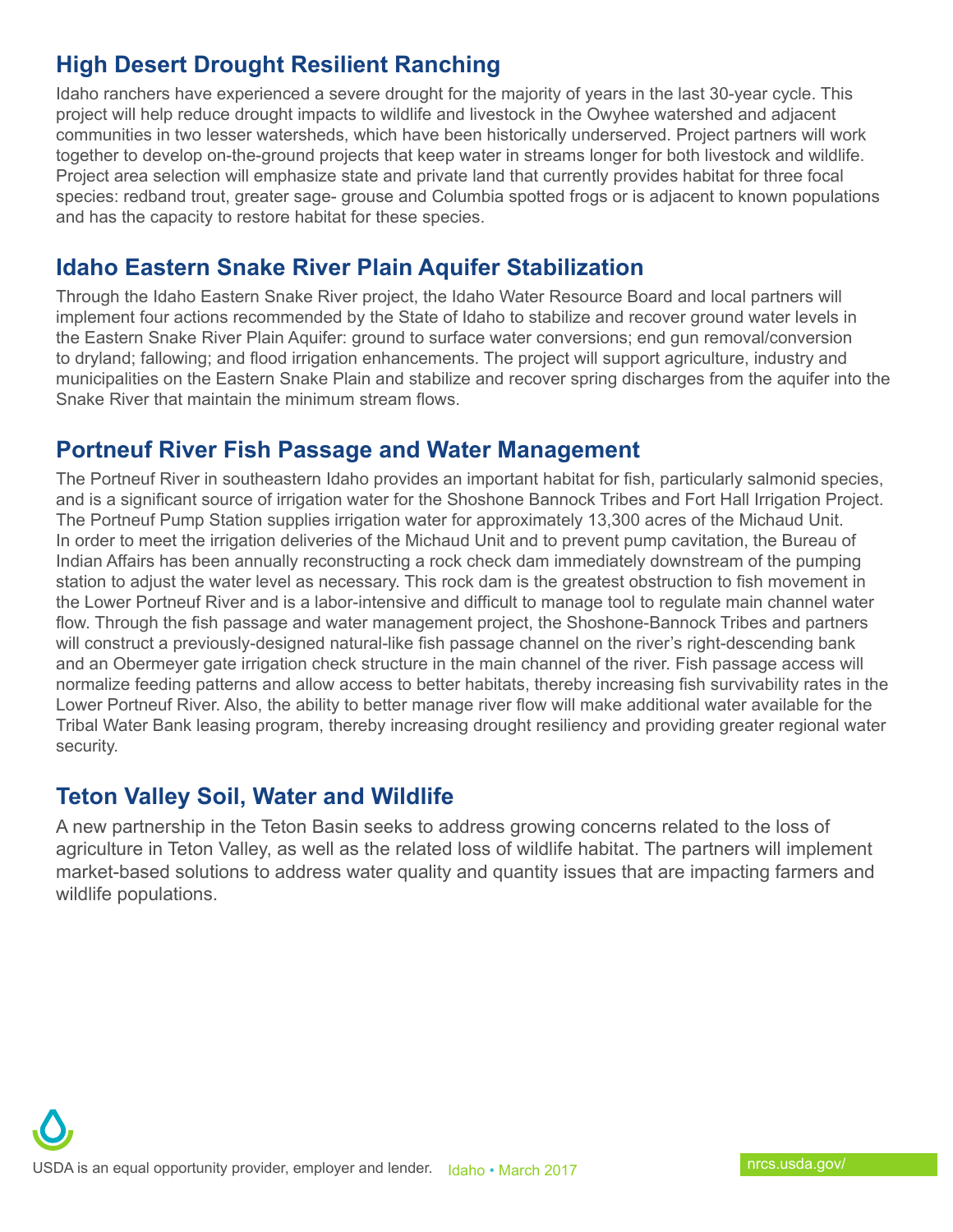## High Desert Drought Resilient Ranching

Idaho ranchers have experienced a severe drought for the majority of years in the last 30-year cycle. This project will help reduce drought impacts to wildlife and livestock in the Owyhee watershed and adjacent communities in two lesser watersheds, which have been historically underserved. Project partners will work together to develop on-the-ground projects that keep water in streams longer for both livestock and wildlife. Project area selection will emphasize state and private land that currently provides habitat for three focal species: redband trout, greater sage- grouse and Columbia spotted frogs or is adjacent to known populations and has the capacity to restore habitat for these species.

## Idaho Eastern Snake River Plain Aquifer Stabilization

Through the Idaho Eastern Snake River project, the Idaho Water Resource Board and local partners will implement four actions recommended by the State of Idaho to stabilize and recover ground water levels in the Eastern Snake River Plain Aquifer: ground to surface water conversions; end gun removal/conversion to dryland; fallowing; and flood irrigation enhancements. The project will support agriculture, industry and municipalities on the Eastern Snake Plain and stabilize and recover spring discharges from the aquifer into the Snake River that maintain the minimum stream flows.

## Portneuf River Fish Passage and Water Management

The Portneuf River in southeastern Idaho provides an important habitat for fish, particularly salmonid species, and is a significant source of irrigation water for the Shoshone Bannock Tribes and Fort Hall Irrigation Project. The Portneuf Pump Station supplies irrigation water for approximately 13,300 acres of the Michaud Unit. In order to meet the irrigation deliveries of the Michaud Unit and to prevent pump cavitation, the Bureau of Indian Affairs has been annually reconstructing a rock check dam immediately downstream of the pumping station to adjust the water level as necessary. This rock dam is the greatest obstruction to fish movement in the Lower Portneuf River and is a labor-intensive and difficult to manage tool to regulate main channel water flow. Through the fish passage and water management project, the Shoshone-Bannock Tribes and partners will construct a previously-designed natural-like fish passage channel on the river's right-descending bank and an Obermeyer gate irrigation check structure in the main channel of the river. Fish passage access will normalize feeding patterns and allow access to better habitats, thereby increasing fish survivability rates in the Lower Portneuf River. Also, the ability to better manage river flow will make additional water available for the Tribal Water Bank leasing program, thereby increasing drought resiliency and providing greater regional water security.

## Teton Valley Soil, Water and Wildlife

A new partnership in the Teton Basin seeks to address growing concerns related to the loss of agriculture in Teton Valley, as well as the related loss of wildlife habitat. The partners will implement market-based solutions to address water quality and quantity issues that are impacting farmers and wildlife populations.

USDA is an equal opportunity provider, employer and lender. Idaho • March 2017 nrcs.usda.gov/